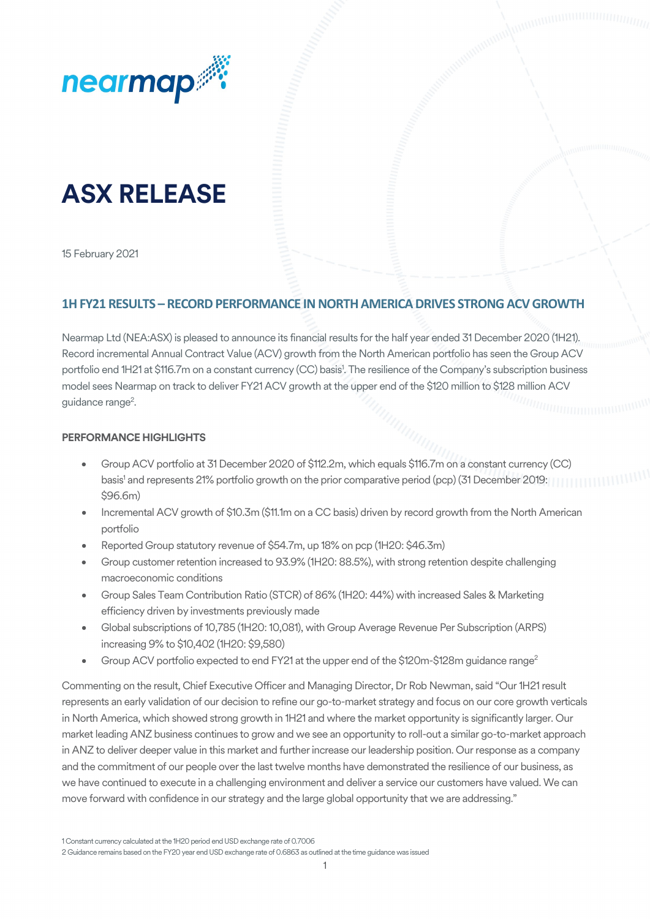nearmap

# ASX RELEASE

15 February 2021

## 1H FY21 RESULTS – RECORD PERFORMANCE IN NORTH AMERICA DRIVES STRONG ACV GROWTH

Nearmap Ltd (NEA:ASX) is pleased to announce its financial results for the half year ended 31 December 2020 (1H21). Record incremental Annual Contract Value (ACV) growth from the North American portfolio has seen the Group ACV portfolio end 1H21 at $116.7m on a constant currency (CC) basis[1]. The resilience of the Company's subscription business model sees Nearmap on track to deliver FY21 ACV growth at the upper end of the $120 million to $128 million ACV guidance range[2].

### PERFORMANCE HIGHLIGHTS

- Group ACV portfolio at 31 December 2020 of $112.2m, which equals $116.7m on a constant currency (CC) basis[1] and represents 21% portfolio growth on the prior comparative period (pcp) (31 December 2019: $96.6m)
- Incremental ACV growth of $10.3m ($11.1m on a CC basis) driven by record growth from the North American portfolio
- Reported Group statutory revenue of $54.7m, up 18% on pcp (1H20: $46.3m)
- Group customer retention increased to 93.9% (1H20: 88.5%), with strong retention despite challenging macroeconomic conditions
- Group Sales Team Contribution Ratio (STCR) of 86% (1H20: 44%) with increased Sales & Marketing efficiency driven by investments previously made
- Global subscriptions of 10,785 (1H20: 10,081), with Group Average Revenue Per Subscription (ARPS) increasing 9% to $10,402 (1H20: $9,580)
- Group ACV portfolio expected to end FY21 at the upper end of the $120m-$128m guidance range[2]

Commenting on the result, Chief Executive Officer and Managing Director, Dr Rob Newman, said "Our 1H21 result represents an early validation of our decision to refine our go-to-market strategy and focus on our core growth verticals in North America, which showed strong growth in 1H21 and where the market opportunity is significantly larger. Our market leading ANZ business continues to grow and we see an opportunity to roll-out a similar go-to-market approach in ANZ to deliver deeper value in this market and further increase our leadership position. Our response as a company and the commitment of our people over the last twelve months have demonstrated the resilience of our business, as we have continued to execute in a challenging environment and deliver a service our customers have valued. We can move forward with confidence in our strategy and the large global opportunity that we are addressing."

[1] Constant currency calculated at the 1H20 period end USD exchange rate of 0.7006

[2] Guidance remains based on the FY20 year end USD exchange rate of 0.6863 as outlined at the time guidance was issued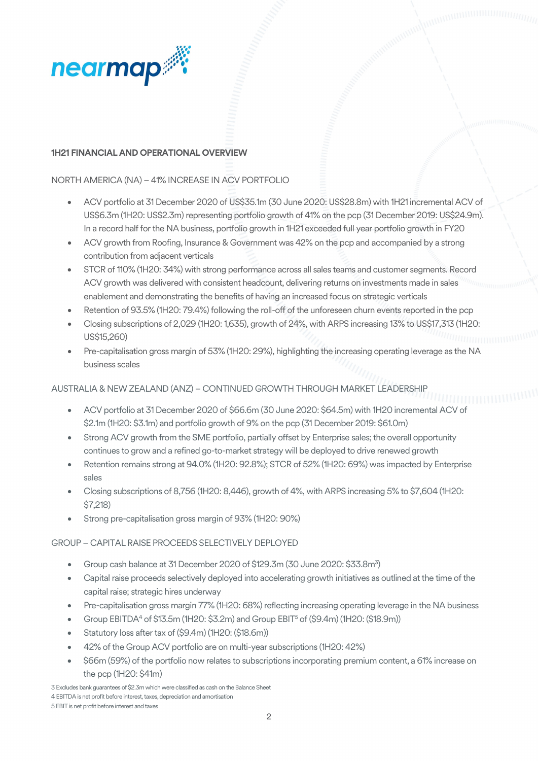## 1H21 FINANCIAL AND OPERATIONAL OVERVIEW

### NORTH AMERICA (NA) – 41% INCREASE IN ACV PORTFOLIO

- ACV portfolio at 31 December 2020 of US$35.1m (30 June 2020: US$28.8m) with 1H21 incremental ACV of US$6.3m (1H20: US$2.3m) representing portfolio growth of 41% on the pcp (31 December 2019: US$24.9m). In a record half for the NA business, portfolio growth in 1H21 exceeded full year portfolio growth in FY20
- ACV growth from Roofing, Insurance & Government was 42% on the pcp and accompanied by a strong contribution from adjacent verticals
- STCR of 110% (1H20: 34%) with strong performance across all sales teams and customer segments. Record ACV growth was delivered with consistent headcount, delivering returns on investments made in sales enablement and demonstrating the benefits of having an increased focus on strategic verticals
- Retention of 93.5% (1H20: 79.4%) following the roll-off of the unforeseen churn events reported in the pcp
- Closing subscriptions of 2,029 (1H20: 1,635), growth of 24%, with ARPS increasing 13% to US$17,313 (1H20: US$15,260)
- Pre-capitalisation gross margin of 53% (1H20: 29%), highlighting the increasing operating leverage as the NA business scales

### AUSTRALIA & NEW ZEALAND (ANZ) – CONTINUED GROWTH THROUGH MARKET LEADERSHIP

- ACV portfolio at 31 December 2020 of $66.6m (30 June 2020: $64.5m) with 1H20 incremental ACV of $2.1m (1H20: $3.1m) and portfolio growth of 9% on the pcp (31 December 2019: $61.0m)
- Strong ACV growth from the SME portfolio, partially offset by Enterprise sales; the overall opportunity continues to grow and a refined go-to-market strategy will be deployed to drive renewed growth
- Retention remains strong at 94.0% (1H20: 92.8%); STCR of 52% (1H20: 69%) was impacted by Enterprise sales
- Closing subscriptions of 8,756 (1H20: 8,446), growth of 4%, with ARPS increasing 5% to $7,604 (1H20: $7,218)
- Strong pre-capitalisation gross margin of 93% (1H20: 90%)

### GROUP – CAPITAL RAISE PROCEEDS SELECTIVELY DEPLOYED

- Group cash balance at 31 December 2020 of $129.3m (30 June 2020: $33.8m[3])
- Capital raise proceeds selectively deployed into accelerating growth initiatives as outlined at the time of the capital raise; strategic hires underway
- Pre-capitalisation gross margin 77% (1H20: 68%) reflecting increasing operating leverage in the NA business
- Group EBITDA[4] of $13.5m (1H20: $3.2m) and Group EBIT[5] of ($9.4m) (1H20: ($18.9m))
- Statutory loss after tax of ($9.4m) (1H20: ($18.6m))
- 42% of the Group ACV portfolio are on multi-year subscriptions (1H20: 42%)
- $66m (59%) of the portfolio now relates to subscriptions incorporating premium content, a 61% increase on the pcp (1H20: $41m)

3 Excludes bank guarantees of $2.3m which were classified as cash on the Balance Sheet
4 EBITDA is net profit before interest, taxes, depreciation and amortisation
5 EBIT is net profit before interest and taxes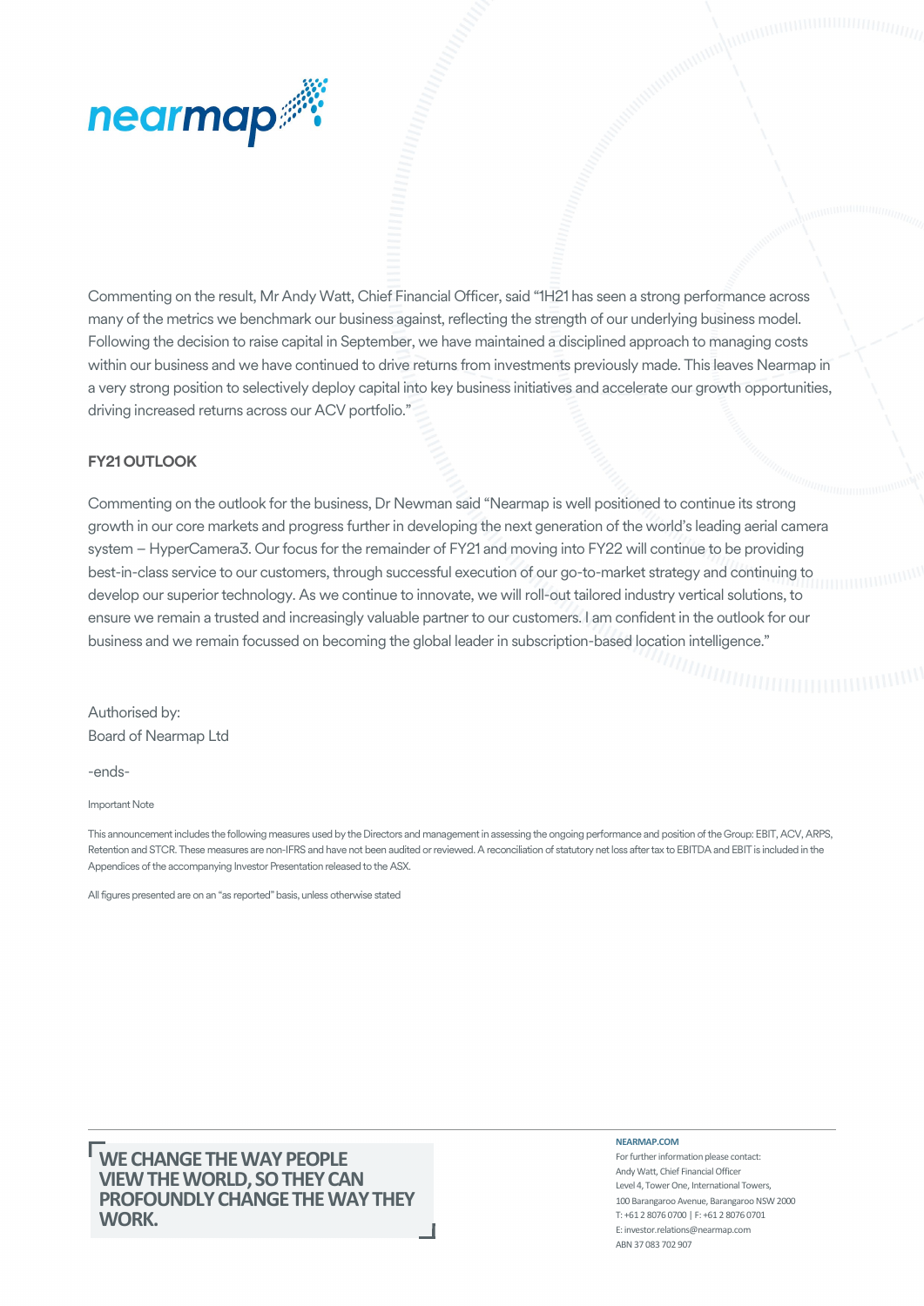Commenting on the result, Mr Andy Watt, Chief Financial Officer, said "1H21 has seen a strong performance across many of the metrics we benchmark our business against, reflecting the strength of our underlying business model. Following the decision to raise capital in September, we have maintained a disciplined approach to managing costs within our business and we have continued to drive returns from investments previously made. This leaves Nearmap in a very strong position to selectively deploy capital into key business initiatives and accelerate our growth opportunities, driving increased returns across our ACV portfolio."

**FY21 OUTLOOK**

Commenting on the outlook for the business, Dr Newman said "Nearmap is well positioned to continue its strong growth in our core markets and progress further in developing the next generation of the world's leading aerial camera system – HyperCamera3. Our focus for the remainder of FY21 and moving into FY22 will continue to be providing best-in-class service to our customers, through successful execution of our go-to-market strategy and continuing to develop our superior technology. As we continue to innovate, we will roll-out tailored industry vertical solutions, to ensure we remain a trusted and increasingly valuable partner to our customers. I am confident in the outlook for our business and we remain focussed on becoming the global leader in subscription-based location intelligence."

Authorised by:
Board of Nearmap Ltd

-ends-

Important Note

This announcement includes the following measures used by the Directors and management in assessing the ongoing performance and position of the Group: EBIT, ACV, ARPS, Retention and STCR. These measures are non-IFRS and have not been audited or reviewed. A reconciliation of statutory net loss after tax to EBITDA and EBIT is included in the Appendices of the accompanying Investor Presentation released to the ASX.

All figures presented are on an "as reported" basis, unless otherwise stated

**WE CHANGE THE WAY PEOPLE VIEW THE WORLD, SO THEY CAN PROFOUNDLY CHANGE THE WAY THEY WORK.**

**NEARMAP.COM**
For further information please contact:
Andy Watt, Chief Financial Officer
Level 4, Tower One, International Towers,
100 Barangaroo Avenue, Barangaroo NSW 2000
T: +61 2 8076 0700 | F: +61 2 8076 0701
E: investor.relations@nearmap.com
ABN 37 083 702 907